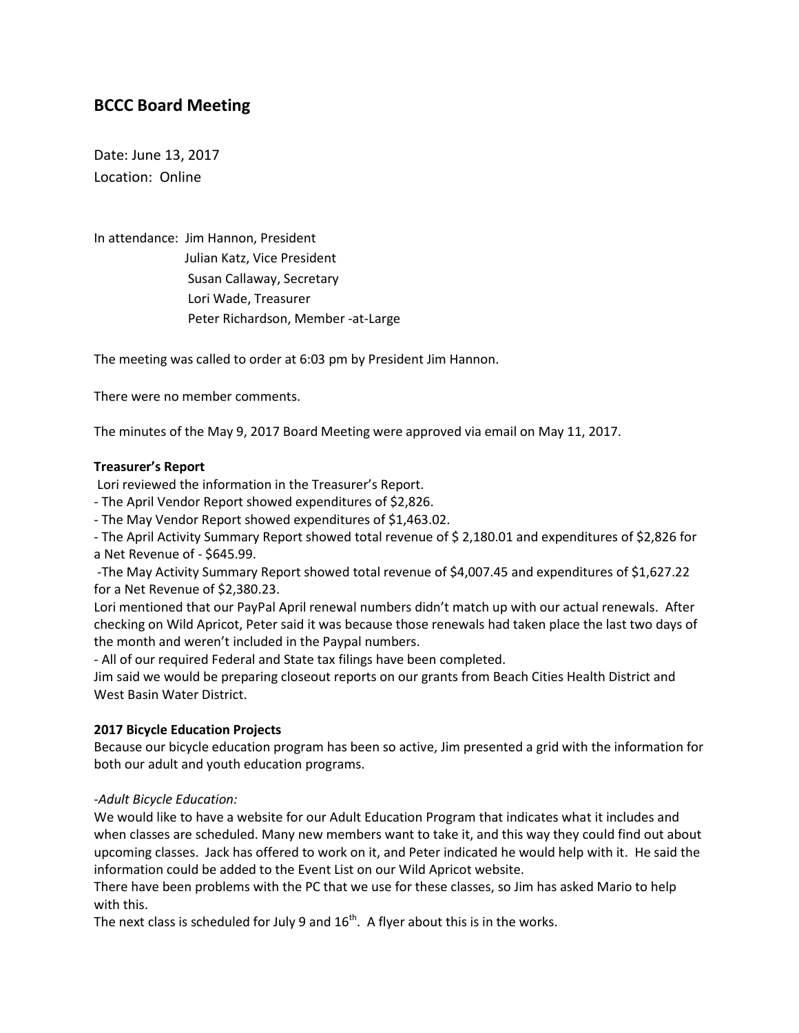# BCCC Board Meeting

Date: June 13, 2017
Location: Online

In attendance: Jim Hannon, President
Julian Katz, Vice President
Susan Callaway, Secretary
Lori Wade, Treasurer
Peter Richardson, Member -at-Large

The meeting was called to order at 6:03 pm by President Jim Hannon.

There were no member comments.

The minutes of the May 9, 2017 Board Meeting were approved via email on May 11, 2017.

**Treasurer's Report**

Lori reviewed the information in the Treasurer's Report.
- The April Vendor Report showed expenditures of $2,826.
- The May Vendor Report showed expenditures of $1,463.02.
- The April Activity Summary Report showed total revenue of $ 2,180.01 and expenditures of $2,826 for a Net Revenue of - $645.99.
- The May Activity Summary Report showed total revenue of $4,007.45 and expenditures of $1,627.22 for a Net Revenue of $2,380.23.

Lori mentioned that our PayPal April renewal numbers didn't match up with our actual renewals. After checking on Wild Apricot, Peter said it was because those renewals had taken place the last two days of the month and weren't included in the Paypal numbers.
- All of our required Federal and State tax filings have been completed.

Jim said we would be preparing closeout reports on our grants from Beach Cities Health District and West Basin Water District.

**2017 Bicycle Education Projects**

Because our bicycle education program has been so active, Jim presented a grid with the information for both our adult and youth education programs.

*-Adult Bicycle Education:*

We would like to have a website for our Adult Education Program that indicates what it includes and when classes are scheduled. Many new members want to take it, and this way they could find out about upcoming classes. Jack has offered to work on it, and Peter indicated he would help with it. He said the information could be added to the Event List on our Wild Apricot website.

There have been problems with the PC that we use for these classes, so Jim has asked Mario to help with this.

The next class is scheduled for July 9 and 16th. A flyer about this is in the works.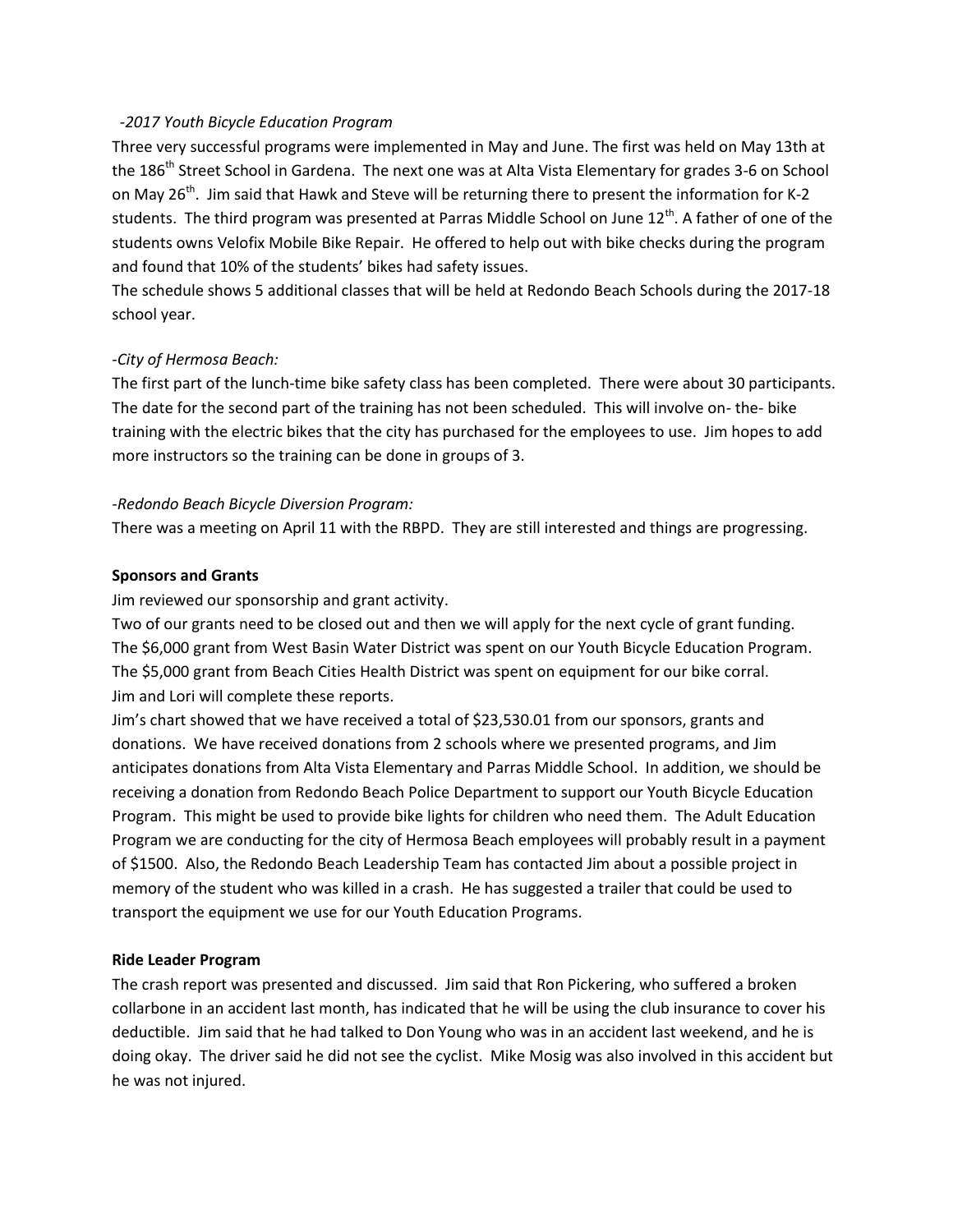*-2017 Youth Bicycle Education Program*

Three very successful programs were implemented in May and June. The first was held on May 13th at the 186th Street School in Gardena. The next one was at Alta Vista Elementary for grades 3-6 on School on May 26th. Jim said that Hawk and Steve will be returning there to present the information for K-2 students. The third program was presented at Parras Middle School on June 12th. A father of one of the students owns Velofix Mobile Bike Repair. He offered to help out with bike checks during the program and found that 10% of the students' bikes had safety issues.

The schedule shows 5 additional classes that will be held at Redondo Beach Schools during the 2017-18 school year.

*-City of Hermosa Beach:*

The first part of the lunch-time bike safety class has been completed. There were about 30 participants. The date for the second part of the training has not been scheduled. This will involve on- the- bike training with the electric bikes that the city has purchased for the employees to use. Jim hopes to add more instructors so the training can be done in groups of 3.

*-Redondo Beach Bicycle Diversion Program:*

There was a meeting on April 11 with the RBPD. They are still interested and things are progressing.

**Sponsors and Grants**

Jim reviewed our sponsorship and grant activity.

Two of our grants need to be closed out and then we will apply for the next cycle of grant funding.

The $6,000 grant from West Basin Water District was spent on our Youth Bicycle Education Program.

The $5,000 grant from Beach Cities Health District was spent on equipment for our bike corral.

Jim and Lori will complete these reports.

Jim's chart showed that we have received a total of $23,530.01 from our sponsors, grants and donations. We have received donations from 2 schools where we presented programs, and Jim anticipates donations from Alta Vista Elementary and Parras Middle School. In addition, we should be receiving a donation from Redondo Beach Police Department to support our Youth Bicycle Education Program. This might be used to provide bike lights for children who need them. The Adult Education Program we are conducting for the city of Hermosa Beach employees will probably result in a payment of $1500. Also, the Redondo Beach Leadership Team has contacted Jim about a possible project in memory of the student who was killed in a crash. He has suggested a trailer that could be used to transport the equipment we use for our Youth Education Programs.

**Ride Leader Program**

The crash report was presented and discussed. Jim said that Ron Pickering, who suffered a broken collarbone in an accident last month, has indicated that he will be using the club insurance to cover his deductible. Jim said that he had talked to Don Young who was in an accident last weekend, and he is doing okay. The driver said he did not see the cyclist. Mike Mosig was also involved in this accident but he was not injured.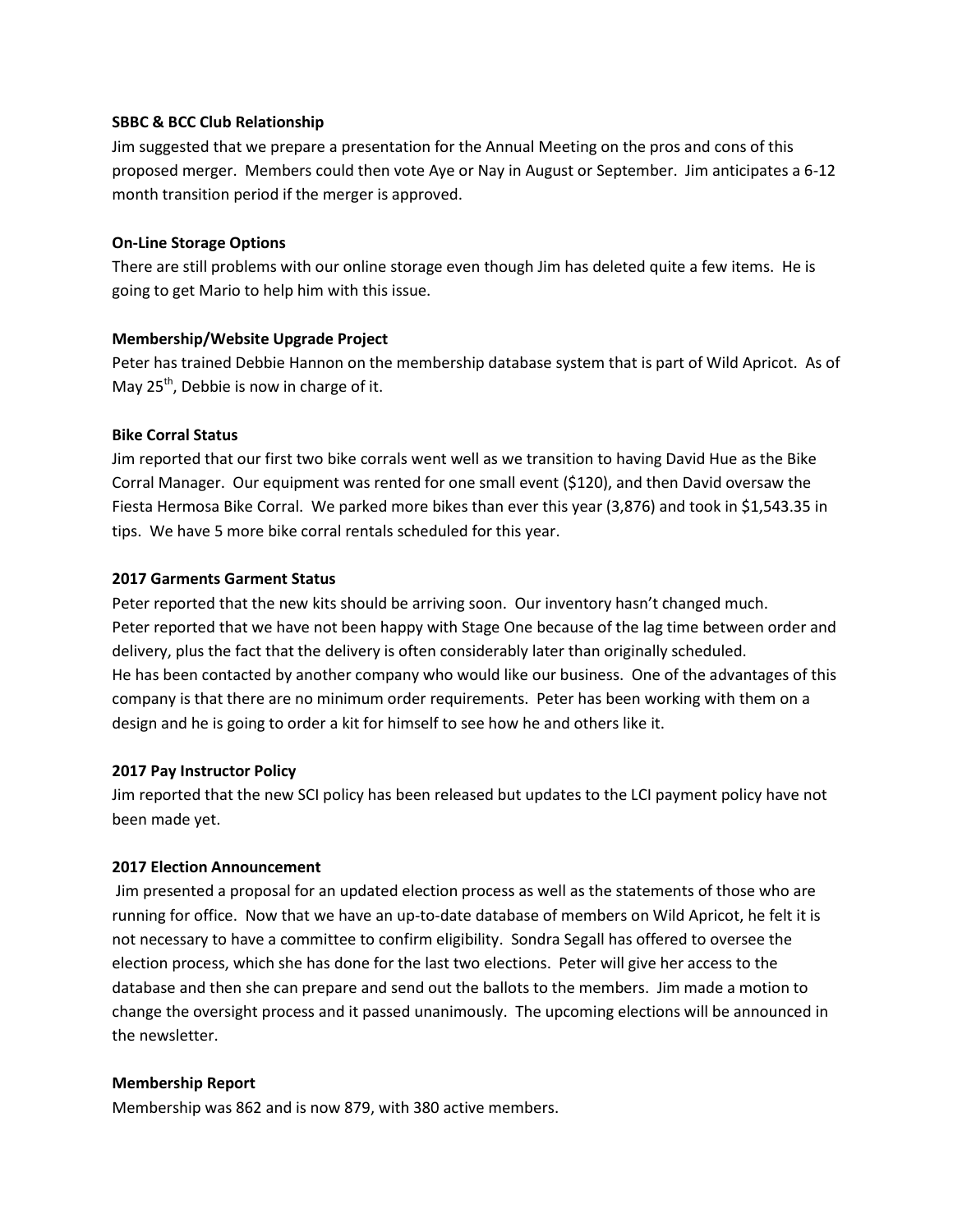**SBBC & BCC Club Relationship**

Jim suggested that we prepare a presentation for the Annual Meeting on the pros and cons of this proposed merger. Members could then vote Aye or Nay in August or September. Jim anticipates a 6-12 month transition period if the merger is approved.

**On-Line Storage Options**

There are still problems with our online storage even though Jim has deleted quite a few items. He is going to get Mario to help him with this issue.

**Membership/Website Upgrade Project**

Peter has trained Debbie Hannon on the membership database system that is part of Wild Apricot. As of May 25th, Debbie is now in charge of it.

**Bike Corral Status**

Jim reported that our first two bike corrals went well as we transition to having David Hue as the Bike Corral Manager. Our equipment was rented for one small event ($120), and then David oversaw the Fiesta Hermosa Bike Corral. We parked more bikes than ever this year (3,876) and took in $1,543.35 in tips. We have 5 more bike corral rentals scheduled for this year.

**2017 Garments Garment Status**

Peter reported that the new kits should be arriving soon. Our inventory hasn't changed much.
Peter reported that we have not been happy with Stage One because of the lag time between order and delivery, plus the fact that the delivery is often considerably later than originally scheduled.
He has been contacted by another company who would like our business. One of the advantages of this company is that there are no minimum order requirements. Peter has been working with them on a design and he is going to order a kit for himself to see how he and others like it.

**2017 Pay Instructor Policy**

Jim reported that the new SCI policy has been released but updates to the LCI payment policy have not been made yet.

**2017 Election Announcement**

Jim presented a proposal for an updated election process as well as the statements of those who are running for office. Now that we have an up-to-date database of members on Wild Apricot, he felt it is not necessary to have a committee to confirm eligibility. Sondra Segall has offered to oversee the election process, which she has done for the last two elections. Peter will give her access to the database and then she can prepare and send out the ballots to the members. Jim made a motion to change the oversight process and it passed unanimously. The upcoming elections will be announced in the newsletter.

**Membership Report**

Membership was 862 and is now 879, with 380 active members.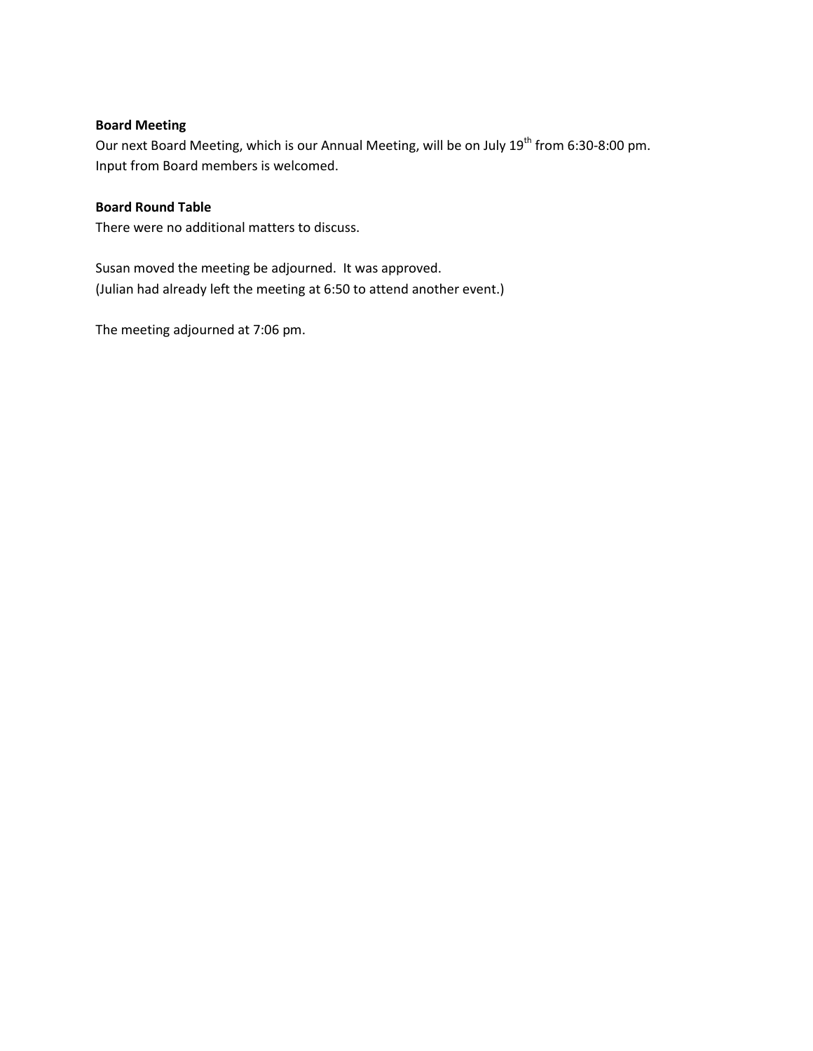**Board Meeting**

Our next Board Meeting, which is our Annual Meeting, will be on July 19th from 6:30-8:00 pm. Input from Board members is welcomed.

**Board Round Table**

There were no additional matters to discuss.

Susan moved the meeting be adjourned. It was approved.
(Julian had already left the meeting at 6:50 to attend another event.)

The meeting adjourned at 7:06 pm.